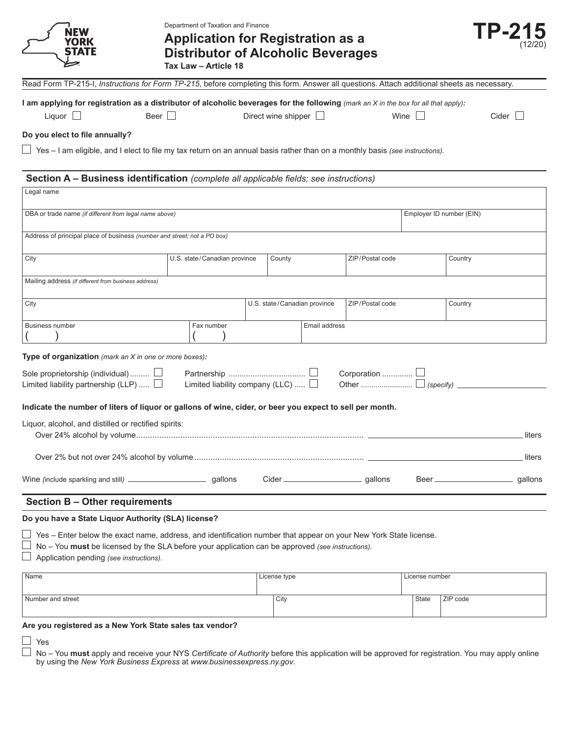Department of Taxation and Finance

# Application for Registration as a Distributor of Alcoholic Beverages

**Tax Law – Article 18**

**TP-215** (12/20)

Read Form TP-215-I, *Instructions for Form TP-215*, before completing this form. Answer all questions. Attach additional sheets as necessary.

**I am applying for registration as a distributor of alcoholic beverages for the following** *(mark an X in the box for all that apply)***:**

Liquor ☐ Beer ☐ Direct wine shipper ☐ Wine ☐ Cider ☐

**Do you elect to file annually?**

☐ Yes – I am eligible, and I elect to file my tax return on an annual basis rather than on a monthly basis *(see instructions).*

## Section A – Business identification *(complete all applicable fields; see instructions)*

| Legal name | | | | |
|---|---|---|---|---|
| DBA or trade name *(if different from legal name above)* | | | | Employer ID number (EIN) |
| Address of principal place of business *(number and street; not a PO box)* | | | | |
| City | U.S. state/Canadian province | County | ZIP/Postal code | Country |
| Mailing address *(if different from business address)* | | | | |
| City | | U.S. state/Canadian province | ZIP/Postal code | Country |
| Business number ( ) | Fax number ( ) | Email address | | |

**Type of organization** *(mark an X in one or more boxes)***:**

Sole proprietorship (individual) ☐ Partnership ☐ Corporation ☐
Limited liability partnership (LLP) ☐ Limited liability company (LLC) ☐ Other ☐ *(specify)* ____________

**Indicate the number of liters of liquor or gallons of wine, cider, or beer you expect to sell per month.**

Liquor, alcohol, and distilled or rectified spirits:

Over 24% alcohol by volume ____________ liters

Over 2% but not over 24% alcohol by volume ____________ liters

Wine *(include sparkling and still)* ____________ gallons Cider ____________ gallons Beer ____________ gallons

## Section B – Other requirements

**Do you have a State Liquor Authority (SLA) license?**

☐ Yes – Enter below the exact name, address, and identification number that appear on your New York State license.
☐ No – You **must** be licensed by the SLA before your application can be approved *(see instructions).*
☐ Application pending *(see instructions)*.

| Name | License type | | License number |
|---|---|---|---|
| Number and street | City | State | ZIP code |

**Are you registered as a New York State sales tax vendor?**

☐ Yes
☐ No – You **must** apply and receive your NYS *Certificate of Authority* before this application will be approved for registration. You may apply online by using the *New York Business Express* at *www.businessexpress.ny.gov*.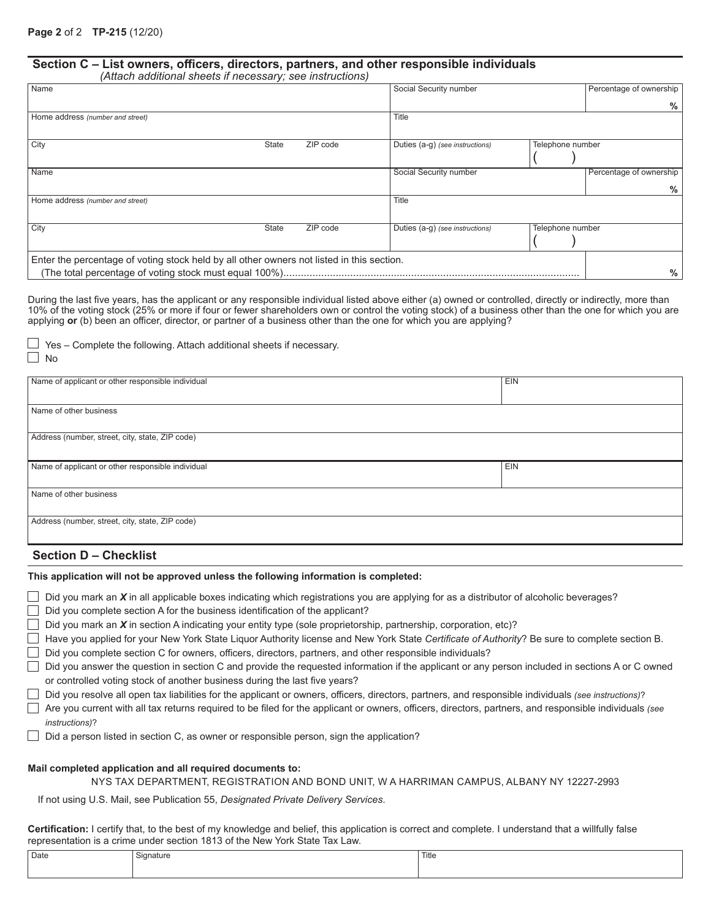## Section C – List owners, officers, directors, partners, and other responsible individuals

*(Attach additional sheets if necessary; see instructions)*

| | | | | | |
|---|---|---|---|---|---|
| Name | | | Social Security number | | Percentage of ownership<br>% |
| Home address *(number and street)* | | | Title | | |
| City | State | ZIP code | Duties (a-g) *(see instructions)* | Telephone number<br>( ) | |
| Name | | | Social Security number | | Percentage of ownership<br>% |
| Home address *(number and street)* | | | Title | | |
| City | State | ZIP code | Duties (a-g) *(see instructions)* | Telephone number<br>( ) | |
| Enter the percentage of voting stock held by all other owners not listed in this section. (The total percentage of voting stock must equal 100%) | | | | | % |

During the last five years, has the applicant or any responsible individual listed above either (a) owned or controlled, directly or indirectly, more than 10% of the voting stock (25% or more if four or fewer shareholders own or control the voting stock) of a business other than the one for which you are applying **or** (b) been an officer, director, or partner of a business other than the one for which you are applying?

☐ Yes – Complete the following. Attach additional sheets if necessary.
☐ No

| | |
|---|---|
| Name of applicant or other responsible individual | EIN |
| Name of other business | |
| Address (number, street, city, state, ZIP code) | |
| Name of applicant or other responsible individual | EIN |
| Name of other business | |
| Address (number, street, city, state, ZIP code) | |

## Section D – Checklist

**This application will not be approved unless the following information is completed:**

☐ Did you mark an ***X*** in all applicable boxes indicating which registrations you are applying for as a distributor of alcoholic beverages?
☐ Did you complete section A for the business identification of the applicant?
☐ Did you mark an ***X*** in section A indicating your entity type (sole proprietorship, partnership, corporation, etc)?
☐ Have you applied for your New York State Liquor Authority license and New York State *Certificate of Authority*? Be sure to complete section B.
☐ Did you complete section C for owners, officers, directors, partners, and other responsible individuals?
☐ Did you answer the question in section C and provide the requested information if the applicant or any person included in sections A or C owned or controlled voting stock of another business during the last five years?
☐ Did you resolve all open tax liabilities for the applicant or owners, officers, directors, partners, and responsible individuals *(see instructions)*?
☐ Are you current with all tax returns required to be filed for the applicant or owners, officers, directors, partners, and responsible individuals *(see instructions)*?
☐ Did a person listed in section C, as owner or responsible person, sign the application?

**Mail completed application and all required documents to:**

NYS TAX DEPARTMENT, REGISTRATION AND BOND UNIT, W A HARRIMAN CAMPUS, ALBANY NY 12227-2993

If not using U.S. Mail, see Publication 55, *Designated Private Delivery Services*.

**Certification:** I certify that, to the best of my knowledge and belief, this application is correct and complete. I understand that a willfully false representation is a crime under section 1813 of the New York State Tax Law.

| Date | Signature | Title |
|---|---|---|
| | | |